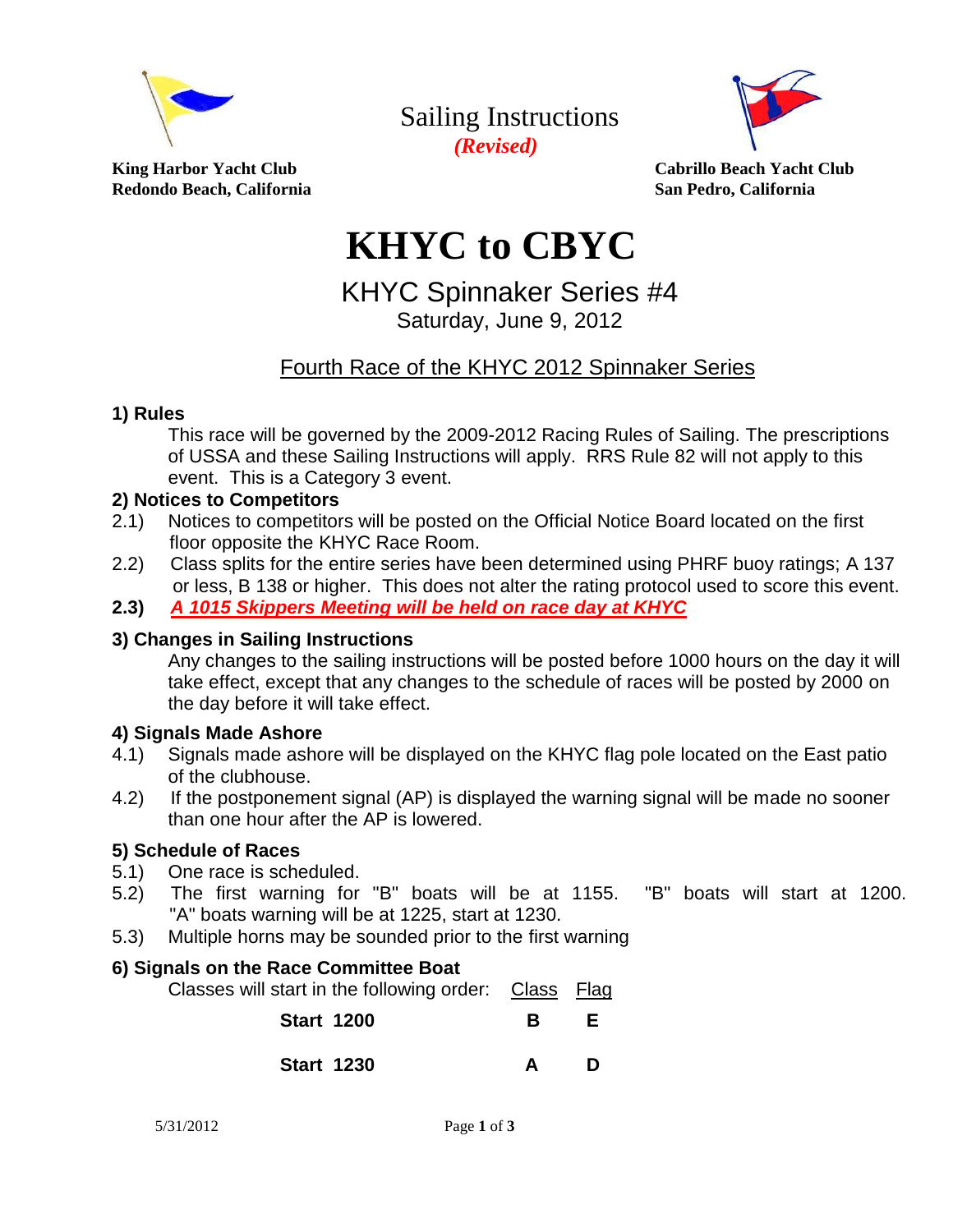**King Harbor Yacht Club**
**Redondo Beach, California**

Sailing Instructions
*(Revised)*

**Cabrillo Beach Yacht Club**
**San Pedro, California**

# KHYC to CBYC

## KHYC Spinnaker Series #4

Saturday, June 9, 2012

Fourth Race of the KHYC 2012 Spinnaker Series

### 1) Rules

This race will be governed by the 2009-2012 Racing Rules of Sailing. The prescriptions of USSA and these Sailing Instructions will apply. RRS Rule 82 will not apply to this event. This is a Category 3 event.

### 2) Notices to Competitors

2.1) Notices to competitors will be posted on the Official Notice Board located on the first floor opposite the KHYC Race Room.

2.2) Class splits for the entire series have been determined using PHRF buoy ratings; A 137 or less, B 138 or higher. This does not alter the rating protocol used to score this event.

**2.3)** ***A 1015 Skippers Meeting will be held on race day at KHYC***

### 3) Changes in Sailing Instructions

Any changes to the sailing instructions will be posted before 1000 hours on the day it will take effect, except that any changes to the schedule of races will be posted by 2000 on the day before it will take effect.

### 4) Signals Made Ashore

4.1) Signals made ashore will be displayed on the KHYC flag pole located on the East patio of the clubhouse.

4.2) If the postponement signal (AP) is displayed the warning signal will be made no sooner than one hour after the AP is lowered.

### 5) Schedule of Races

5.1) One race is scheduled.

5.2) The first warning for "B" boats will be at 1155. "B" boats will start at 1200. "A" boats warning will be at 1225, start at 1230.

5.3) Multiple horns may be sounded prior to the first warning

### 6) Signals on the Race Committee Boat

Classes will start in the following order:

| | Class | Flag |
|---|---|---|
| **Start 1200** | **B** | **E** |
| **Start 1230** | **A** | **D** |

5/31/2012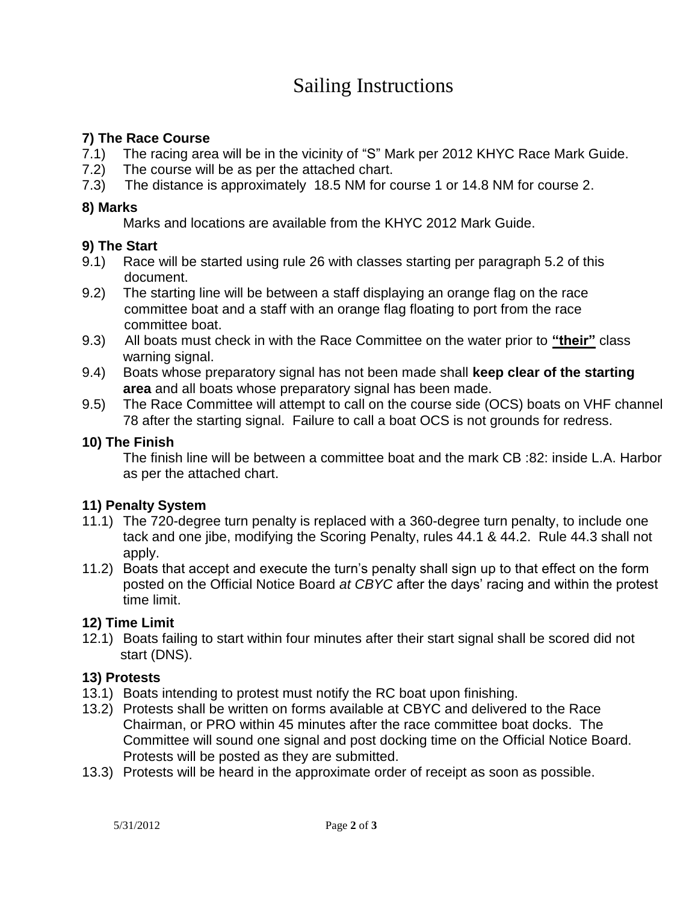# Sailing Instructions

### 7) The Race Course

7.1) The racing area will be in the vicinity of "S" Mark per 2012 KHYC Race Mark Guide.
7.2) The course will be as per the attached chart.
7.3) The distance is approximately 18.5 NM for course 1 or 14.8 NM for course 2.

### 8) Marks

Marks and locations are available from the KHYC 2012 Mark Guide.

### 9) The Start

9.1) Race will be started using rule 26 with classes starting per paragraph 5.2 of this document.
9.2) The starting line will be between a staff displaying an orange flag on the race committee boat and a staff with an orange flag floating to port from the race committee boat.
9.3) All boats must check in with the Race Committee on the water prior to **"their"** class warning signal.
9.4) Boats whose preparatory signal has not been made shall **keep clear of the starting area** and all boats whose preparatory signal has been made.
9.5) The Race Committee will attempt to call on the course side (OCS) boats on VHF channel 78 after the starting signal. Failure to call a boat OCS is not grounds for redress.

### 10) The Finish

The finish line will be between a committee boat and the mark CB :82: inside L.A. Harbor as per the attached chart.

### 11) Penalty System

11.1) The 720-degree turn penalty is replaced with a 360-degree turn penalty, to include one tack and one jibe, modifying the Scoring Penalty, rules 44.1 & 44.2. Rule 44.3 shall not apply.
11.2) Boats that accept and execute the turn's penalty shall sign up to that effect on the form posted on the Official Notice Board *at CBYC* after the days' racing and within the protest time limit.

### 12) Time Limit

12.1) Boats failing to start within four minutes after their start signal shall be scored did not start (DNS).

### 13) Protests

13.1) Boats intending to protest must notify the RC boat upon finishing.
13.2) Protests shall be written on forms available at CBYC and delivered to the Race Chairman, or PRO within 45 minutes after the race committee boat docks. The Committee will sound one signal and post docking time on the Official Notice Board. Protests will be posted as they are submitted.
13.3) Protests will be heard in the approximate order of receipt as soon as possible.

5/31/2012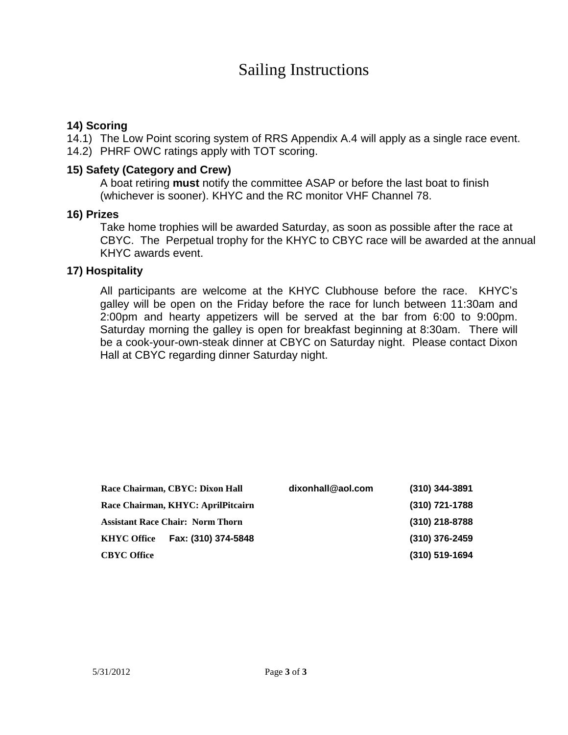# Sailing Instructions

### 14) Scoring

14.1) The Low Point scoring system of RRS Appendix A.4 will apply as a single race event.

14.2) PHRF OWC ratings apply with TOT scoring.

### 15) Safety (Category and Crew)

A boat retiring **must** notify the committee ASAP or before the last boat to finish (whichever is sooner). KHYC and the RC monitor VHF Channel 78.

### 16) Prizes

Take home trophies will be awarded Saturday, as soon as possible after the race at CBYC. The Perpetual trophy for the KHYC to CBYC race will be awarded at the annual KHYC awards event.

### 17) Hospitality

All participants are welcome at the KHYC Clubhouse before the race. KHYC's galley will be open on the Friday before the race for lunch between 11:30am and 2:00pm and hearty appetizers will be served at the bar from 6:00 to 9:00pm. Saturday morning the galley is open for breakfast beginning at 8:30am. There will be a cook-your-own-steak dinner at CBYC on Saturday night. Please contact Dixon Hall at CBYC regarding dinner Saturday night.

| | | |
|---|---|---|
| **Race Chairman, CBYC: Dixon Hall** | **dixonhall@aol.com** | **(310) 344-3891** |
| **Race Chairman, KHYC: AprilPitcairn** | | **(310) 721-1788** |
| **Assistant Race Chair: Norm Thorn** | | **(310) 218-8788** |
| **KHYC Office Fax: (310) 374-5848** | | **(310) 376-2459** |
| **CBYC Office** | | **(310) 519-1694** |

5/31/2012